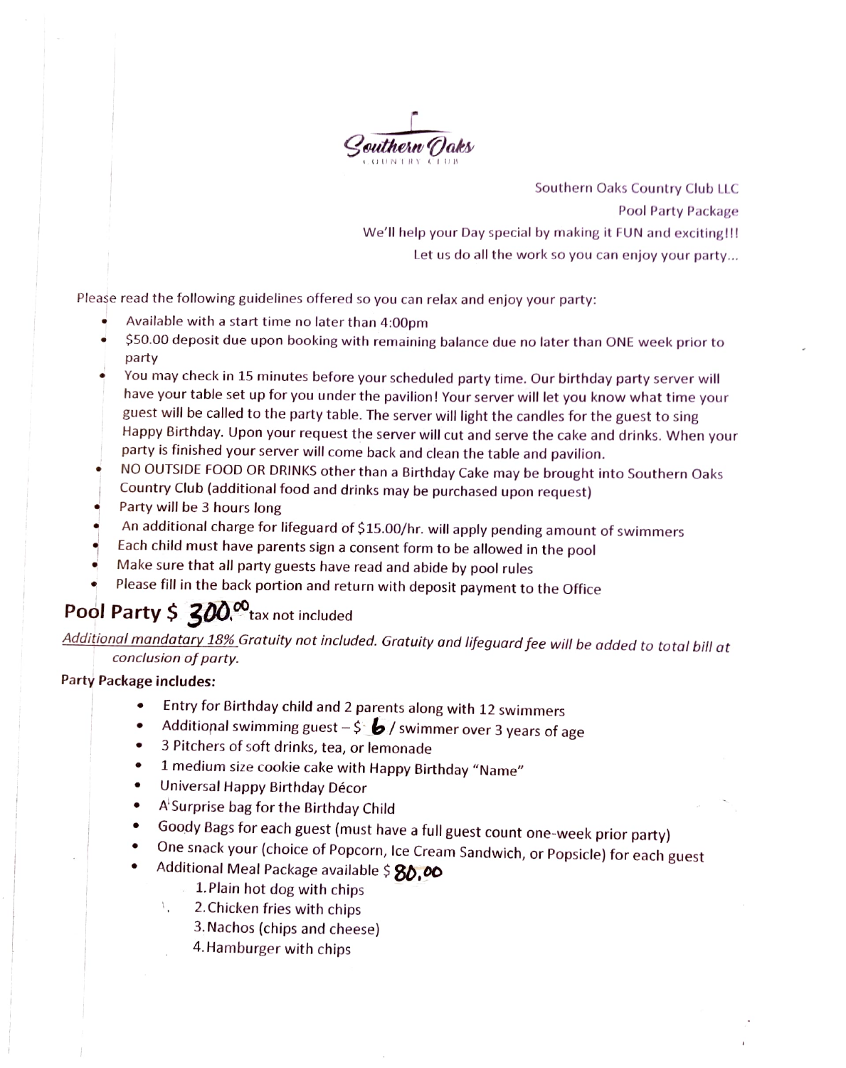Southern Oaks
COUNTRY CLUB

Southern Oaks Country Club LLC

Pool Party Package

We'll help your Day special by making it FUN and exciting!!!

Let us do all the work so you can enjoy your party...

Please read the following guidelines offered so you can relax and enjoy your party:

- Available with a start time no later than 4:00pm
- $50.00 deposit due upon booking with remaining balance due no later than ONE week prior to party
- You may check in 15 minutes before your scheduled party time. Our birthday party server will have your table set up for you under the pavilion! Your server will let you know what time your guest will be called to the party table. The server will light the candles for the guest to sing Happy Birthday. Upon your request the server will cut and serve the cake and drinks. When your party is finished your server will come back and clean the table and pavilion.
- NO OUTSIDE FOOD OR DRINKS other than a Birthday Cake may be brought into Southern Oaks Country Club (additional food and drinks may be purchased upon request)
- Party will be 3 hours long
- An additional charge for lifeguard of $15.00/hr. will apply pending amount of swimmers
- Each child must have parents sign a consent form to be allowed in the pool
- Make sure that all party guests have read and abide by pool rules
- Please fill in the back portion and return with deposit payment to the Office

## Pool Party $ 300.00 tax not included

*Additional mandatary 18% Gratuity not included. Gratuity and lifeguard fee will be added to total bill at conclusion of party.*

**Party Package includes:**

- Entry for Birthday child and 2 parents along with 12 swimmers
- Additional swimming guest – $ 6 / swimmer over 3 years of age
- 3 Pitchers of soft drinks, tea, or lemonade
- 1 medium size cookie cake with Happy Birthday "Name"
- Universal Happy Birthday Décor
- A Surprise bag for the Birthday Child
- Goody Bags for each guest (must have a full guest count one-week prior party)
- One snack your (choice of Popcorn, Ice Cream Sandwich, or Popsicle) for each guest
- Additional Meal Package available $ 80.00
    1. Plain hot dog with chips
    2. Chicken fries with chips
    3. Nachos (chips and cheese)
    4. Hamburger with chips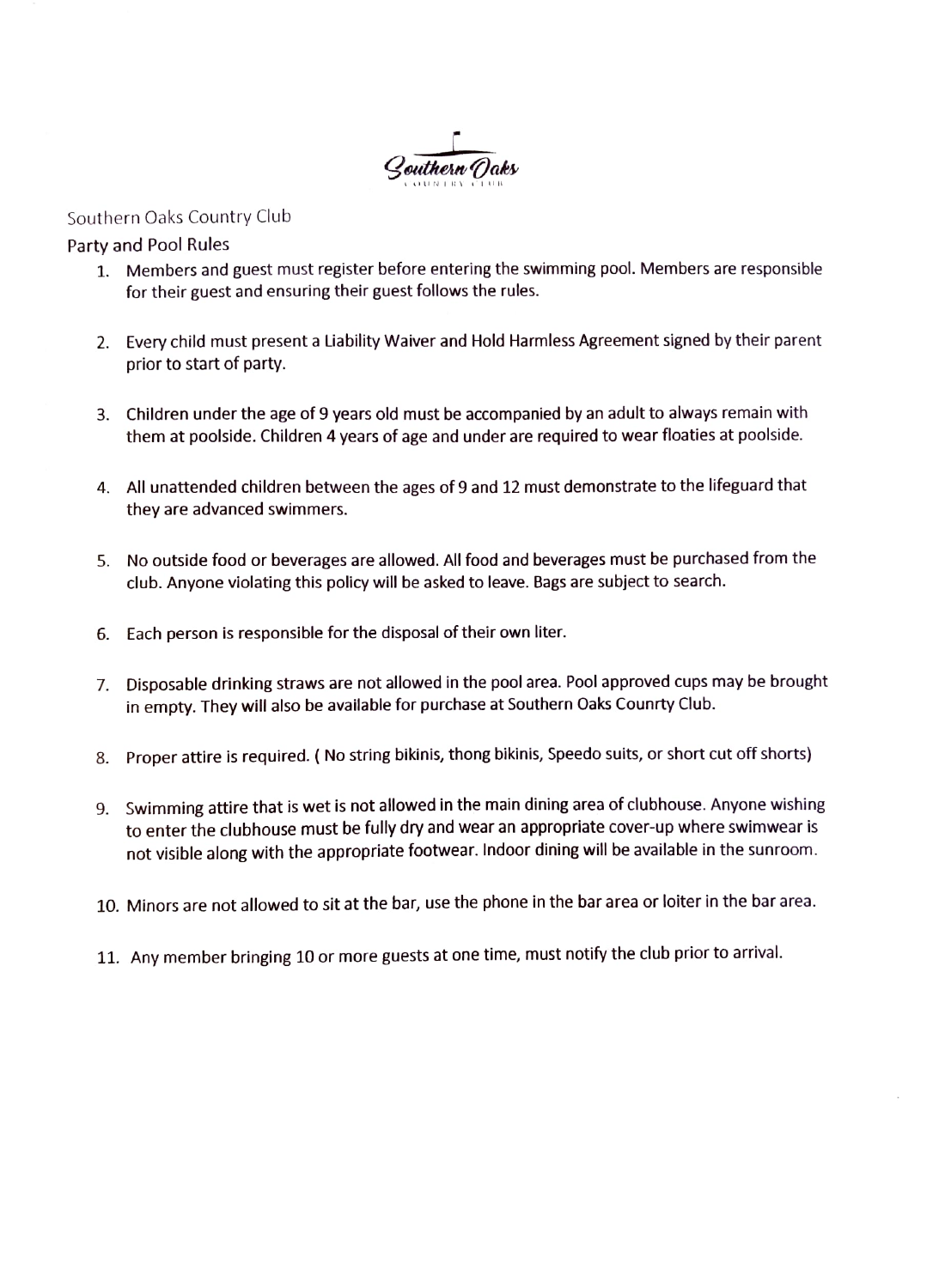Southern Oaks
COUNTRY CLUB

Southern Oaks Country Club

Party and Pool Rules

1. Members and guest must register before entering the swimming pool. Members are responsible for their guest and ensuring their guest follows the rules.

2. Every child must present a Liability Waiver and Hold Harmless Agreement signed by their parent prior to start of party.

3. Children under the age of 9 years old must be accompanied by an adult to always remain with them at poolside. Children 4 years of age and under are required to wear floaties at poolside.

4. All unattended children between the ages of 9 and 12 must demonstrate to the lifeguard that they are advanced swimmers.

5. No outside food or beverages are allowed. All food and beverages must be purchased from the club. Anyone violating this policy will be asked to leave. Bags are subject to search.

6. Each person is responsible for the disposal of their own liter.

7. Disposable drinking straws are not allowed in the pool area. Pool approved cups may be brought in empty. They will also be available for purchase at Southern Oaks Counrty Club.

8. Proper attire is required. ( No string bikinis, thong bikinis, Speedo suits, or short cut off shorts)

9. Swimming attire that is wet is not allowed in the main dining area of clubhouse. Anyone wishing to enter the clubhouse must be fully dry and wear an appropriate cover-up where swimwear is not visible along with the appropriate footwear. Indoor dining will be available in the sunroom.

10. Minors are not allowed to sit at the bar, use the phone in the bar area or loiter in the bar area.

11. Any member bringing 10 or more guests at one time, must notify the club prior to arrival.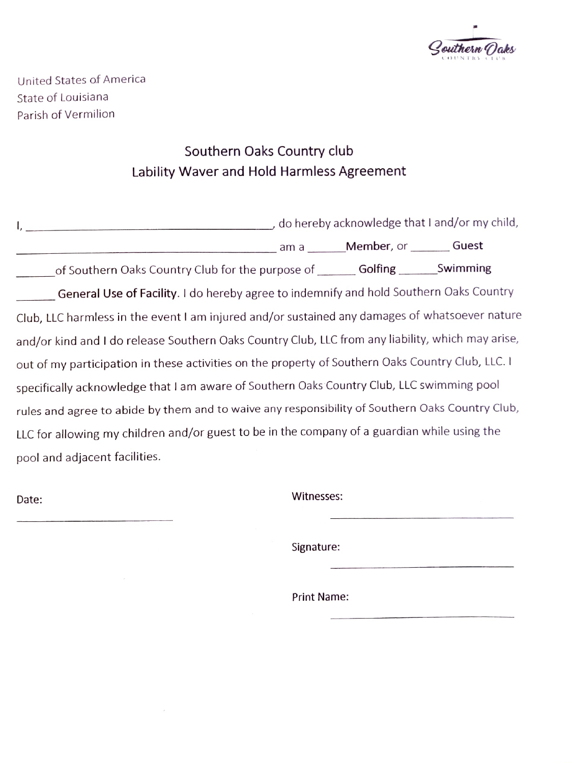Southern Oaks
COUNTRY CLUB

United States of America
State of Louisiana
Parish of Vermilion

## Southern Oaks Country club
## Lability Waver and Hold Harmless Agreement

I, ________________________________________, do hereby acknowledge that I and/or my child, ____________________________________________ am a ______**Member**, or ______ **Guest** ______of Southern Oaks Country Club for the purpose of ______ **Golfing** ______**Swimming** ______ **General Use of Facility**. I do hereby agree to indemnify and hold Southern Oaks Country Club, LLC harmless in the event I am injured and/or sustained any damages of whatsoever nature and/or kind and I do release Southern Oaks Country Club, LLC from any liability, which may arise, out of my participation in these activities on the property of Southern Oaks Country Club, LLC. I specifically acknowledge that I am aware of Southern Oaks Country Club, LLC swimming pool rules and agree to abide by them and to waive any responsibility of Southern Oaks Country Club, LLC for allowing my children and/or guest to be in the company of a guardian while using the pool and adjacent facilities.

Date: ____________________________

Witnesses: ____________________________

Signature: ____________________________

Print Name: ____________________________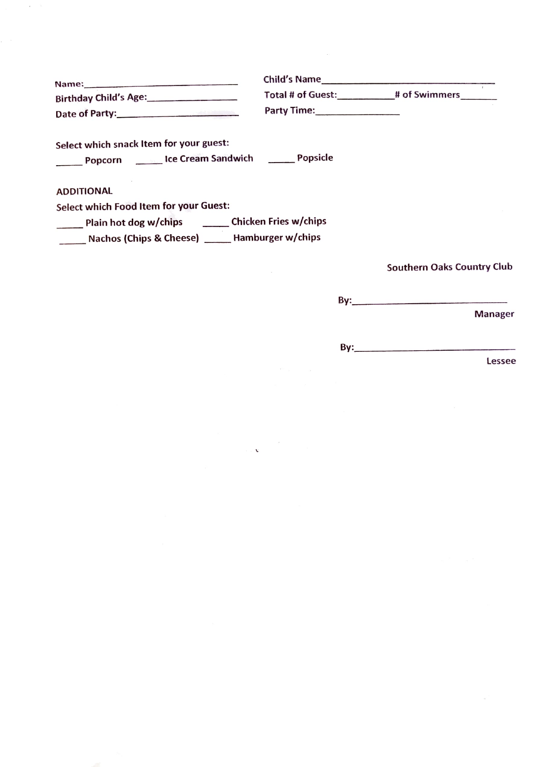Name:_______________________________ Child's Name_______________________________

Birthday Child's Age:_______________ Total # of Guest:__________ # of Swimmers_______

Date of Party:_____________________ Party Time:_______________

Select which snack Item for your guest:

_____ Popcorn _____ Ice Cream Sandwich _____ Popsicle

ADDITIONAL

Select which Food Item for your Guest:

_____ Plain hot dog w/chips _____ Chicken Fries w/chips

_____ Nachos (Chips & Cheese) _____ Hamburger w/chips

Southern Oaks Country Club

By:_____________________________
Manager

By:_____________________________
Lessee